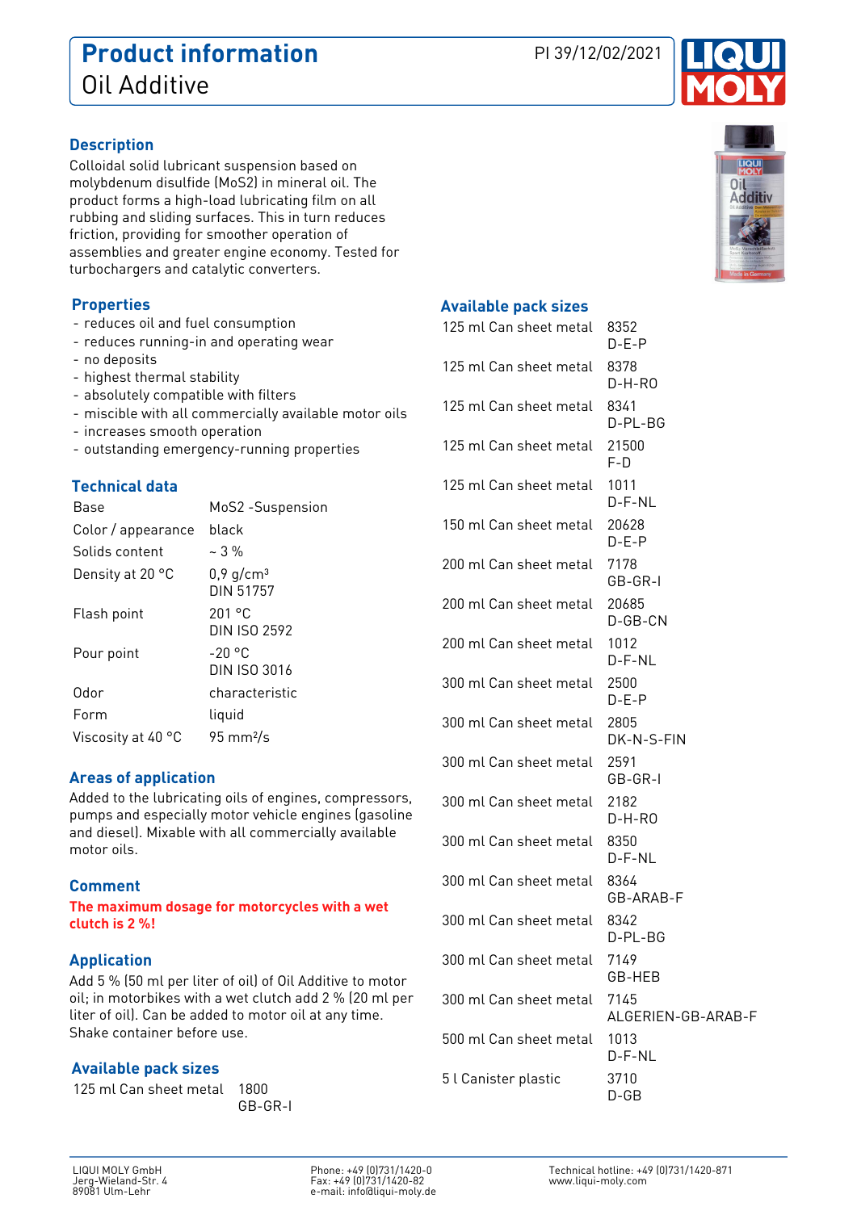# Product information

Oil Additive

PI 39/12/02/2021

## Description

Colloidal solid lubricant suspension based on molybdenum disulfide ($MoS_2$) in mineral oil. The product forms a high-load lubricating film on all rubbing and sliding surfaces. This in turn reduces friction, providing for smoother operation of assemblies and greater engine economy. Tested for turbochargers and catalytic converters.

## Properties

- reduces oil and fuel consumption
- reduces running-in and operating wear
- no deposits
- highest thermal stability
- absolutely compatible with filters
- miscible with all commercially available motor oils
- increases smooth operation
- outstanding emergency-running properties

## Technical data

| | |
|---|---|
| Base | $MoS_2$ -Suspension |
| Color / appearance | black |
| Solids content | ~ 3 % |
| Density at 20 °C | 0,9 g/cm³ DIN 51757 |
| Flash point | 201 °C DIN ISO 2592 |
| Pour point | -20 °C DIN ISO 3016 |
| Odor | characteristic |
| Form | liquid |
| Viscosity at 40 °C | 95 mm²/s |

## Areas of application

Added to the lubricating oils of engines, compressors, pumps and especially motor vehicle engines (gasoline and diesel). Mixable with all commercially available motor oils.

## Comment

**The maximum dosage for motorcycles with a wet clutch is 2 %!**

## Application

Add 5 % (50 ml per liter of oil) of Oil Additive to motor oil; in motorbikes with a wet clutch add 2 % (20 ml per liter of oil). Can be added to motor oil at any time. Shake container before use.

## Available pack sizes

| | |
|---|---|
| 125 ml Can sheet metal | 1800 GB-GR-I |
| 125 ml Can sheet metal | 8352 D-E-P |
| 125 ml Can sheet metal | 8378 D-H-RO |
| 125 ml Can sheet metal | 8341 D-PL-BG |
| 125 ml Can sheet metal | 21500 F-D |
| 125 ml Can sheet metal | 1011 D-F-NL |
| 150 ml Can sheet metal | 20628 D-E-P |
| 200 ml Can sheet metal | 7178 GB-GR-I |
| 200 ml Can sheet metal | 20685 D-GB-CN |
| 200 ml Can sheet metal | 1012 D-F-NL |
| 300 ml Can sheet metal | 2500 D-E-P |
| 300 ml Can sheet metal | 2805 DK-N-S-FIN |
| 300 ml Can sheet metal | 2591 GB-GR-I |
| 300 ml Can sheet metal | 2182 D-H-RO |
| 300 ml Can sheet metal | 8350 D-F-NL |
| 300 ml Can sheet metal | 8364 GB-ARAB-F |
| 300 ml Can sheet metal | 8342 D-PL-BG |
| 300 ml Can sheet metal | 7149 GB-HEB |
| 300 ml Can sheet metal | 7145 ALGERIEN-GB-ARAB-F |
| 500 ml Can sheet metal | 1013 D-F-NL |
| 5 l Canister plastic | 3710 D-GB |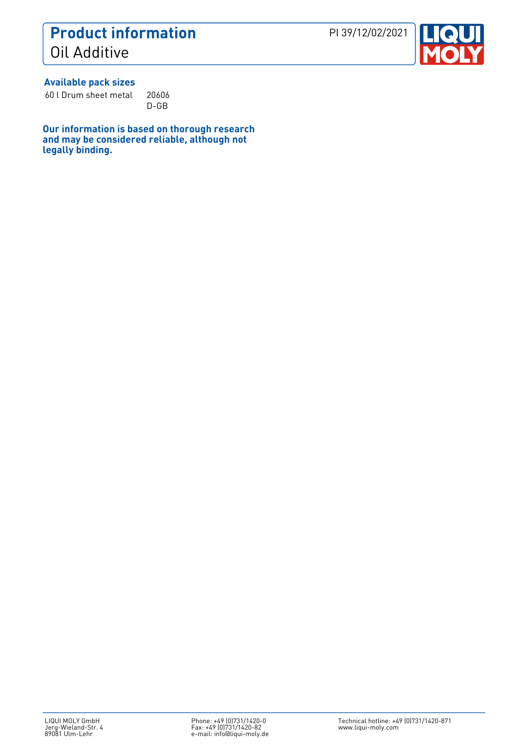## Available pack sizes

| | |
|---|---|
| 60 l Drum sheet metal | 20606<br>D-GB |

**Our information is based on thorough research and may be considered reliable, although not legally binding.**

LIQUI MOLY GmbH
Jerg-Wieland-Str. 4
89081 Ulm-Lehr

Phone: +49 (0)731/1420-0
Fax: +49 (0)731/1420-82
e-mail: info@liqui-moly.de

Technical hotline: +49 (0)731/1420-871
www.liqui-moly.com